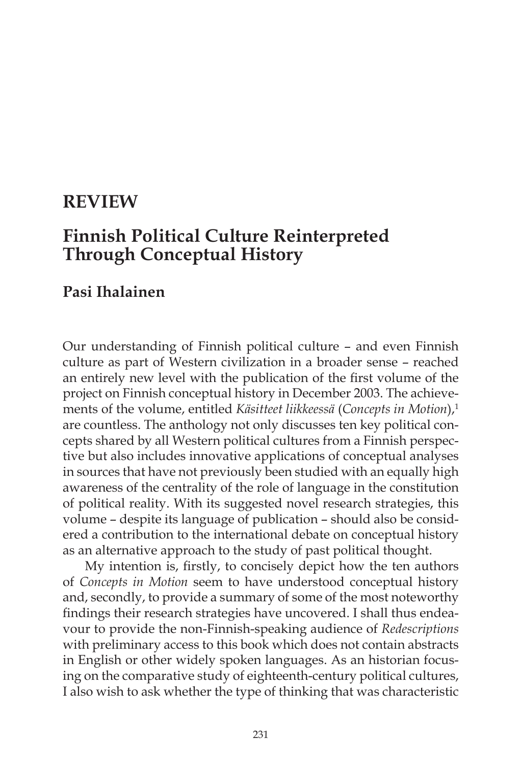# REVIEW

## Finnish Political Culture Reinterpreted Through Conceptual History

**Pasi Ihalainen**

Our understanding of Finnish political culture – and even Finnish culture as part of Western civilization in a broader sense – reached an entirely new level with the publication of the first volume of the project on Finnish conceptual history in December 2003. The achievements of the volume, entitled *Käsitteet liikkeessä* (*Concepts in Motion*),[1] are countless. The anthology not only discusses ten key political concepts shared by all Western political cultures from a Finnish perspective but also includes innovative applications of conceptual analyses in sources that have not previously been studied with an equally high awareness of the centrality of the role of language in the constitution of political reality. With its suggested novel research strategies, this volume – despite its language of publication – should also be considered a contribution to the international debate on conceptual history as an alternative approach to the study of past political thought.

My intention is, firstly, to concisely depict how the ten authors of *Concepts in Motion* seem to have understood conceptual history and, secondly, to provide a summary of some of the most noteworthy findings their research strategies have uncovered. I shall thus endeavour to provide the non-Finnish-speaking audience of *Redescriptions* with preliminary access to this book which does not contain abstracts in English or other widely spoken languages. As an historian focusing on the comparative study of eighteenth-century political cultures, I also wish to ask whether the type of thinking that was characteristic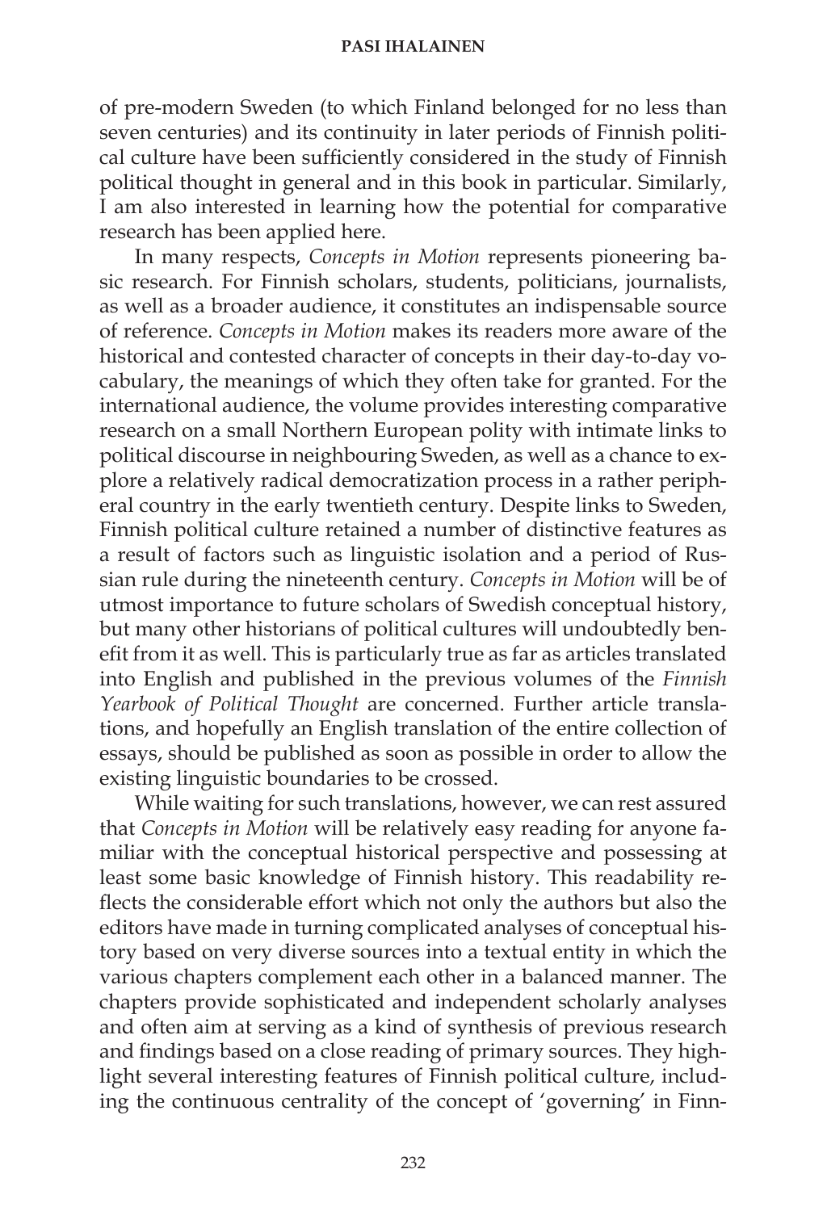of pre-modern Sweden (to which Finland belonged for no less than seven centuries) and its continuity in later periods of Finnish political culture have been sufficiently considered in the study of Finnish political thought in general and in this book in particular. Similarly, I am also interested in learning how the potential for comparative research has been applied here.

In many respects, *Concepts in Motion* represents pioneering basic research. For Finnish scholars, students, politicians, journalists, as well as a broader audience, it constitutes an indispensable source of reference. *Concepts in Motion* makes its readers more aware of the historical and contested character of concepts in their day-to-day vocabulary, the meanings of which they often take for granted. For the international audience, the volume provides interesting comparative research on a small Northern European polity with intimate links to political discourse in neighbouring Sweden, as well as a chance to explore a relatively radical democratization process in a rather peripheral country in the early twentieth century. Despite links to Sweden, Finnish political culture retained a number of distinctive features as a result of factors such as linguistic isolation and a period of Russian rule during the nineteenth century. *Concepts in Motion* will be of utmost importance to future scholars of Swedish conceptual history, but many other historians of political cultures will undoubtedly benefit from it as well. This is particularly true as far as articles translated into English and published in the previous volumes of the *Finnish Yearbook of Political Thought* are concerned. Further article translations, and hopefully an English translation of the entire collection of essays, should be published as soon as possible in order to allow the existing linguistic boundaries to be crossed.

While waiting for such translations, however, we can rest assured that *Concepts in Motion* will be relatively easy reading for anyone familiar with the conceptual historical perspective and possessing at least some basic knowledge of Finnish history. This readability reflects the considerable effort which not only the authors but also the editors have made in turning complicated analyses of conceptual history based on very diverse sources into a textual entity in which the various chapters complement each other in a balanced manner. The chapters provide sophisticated and independent scholarly analyses and often aim at serving as a kind of synthesis of previous research and findings based on a close reading of primary sources. They highlight several interesting features of Finnish political culture, including the continuous centrality of the concept of 'governing' in Finn-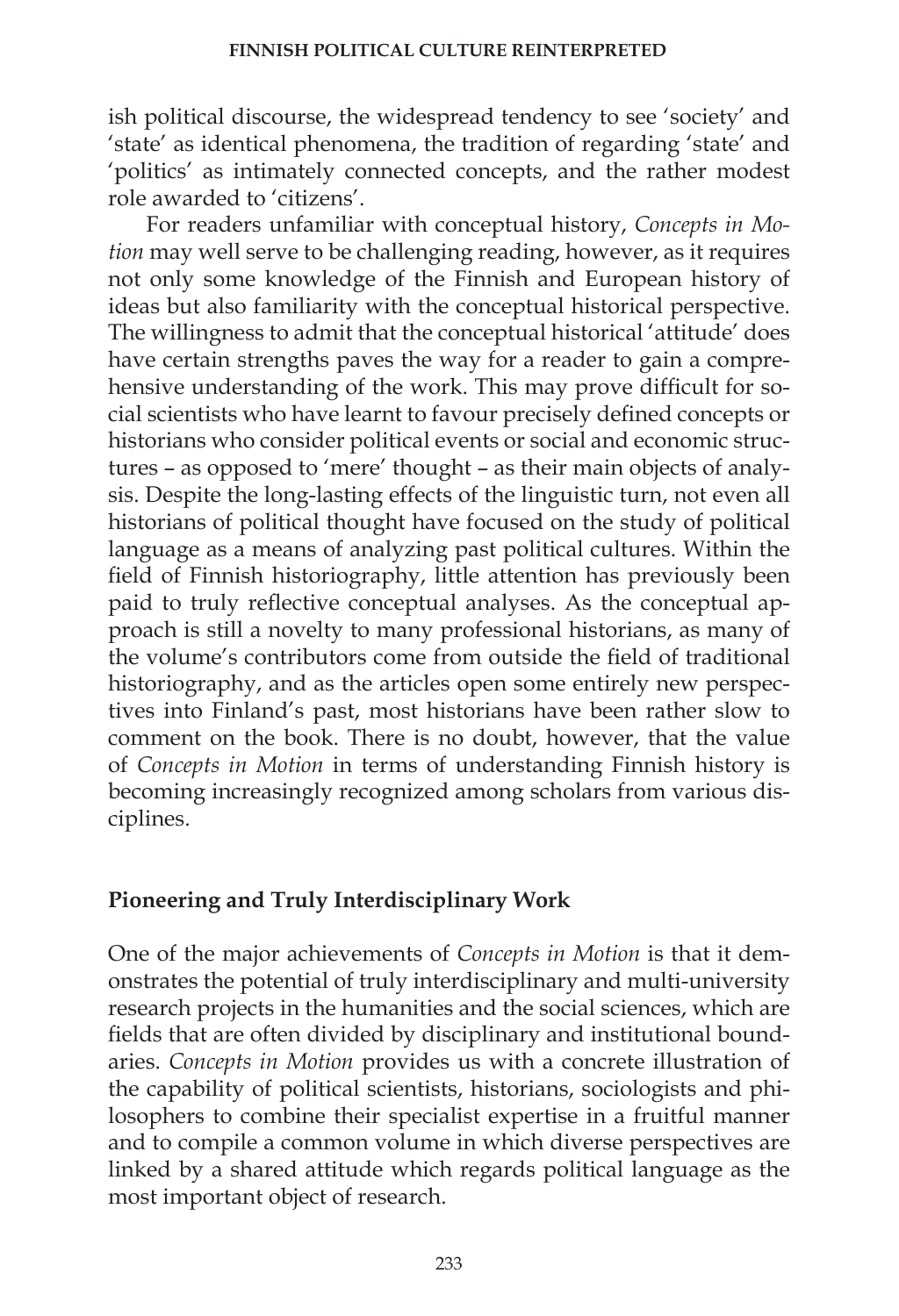ish political discourse, the widespread tendency to see 'society' and 'state' as identical phenomena, the tradition of regarding 'state' and 'politics' as intimately connected concepts, and the rather modest role awarded to 'citizens'.

For readers unfamiliar with conceptual history, *Concepts in Motion* may well serve to be challenging reading, however, as it requires not only some knowledge of the Finnish and European history of ideas but also familiarity with the conceptual historical perspective. The willingness to admit that the conceptual historical 'attitude' does have certain strengths paves the way for a reader to gain a comprehensive understanding of the work. This may prove difficult for social scientists who have learnt to favour precisely defined concepts or historians who consider political events or social and economic structures – as opposed to 'mere' thought – as their main objects of analysis. Despite the long-lasting effects of the linguistic turn, not even all historians of political thought have focused on the study of political language as a means of analyzing past political cultures. Within the field of Finnish historiography, little attention has previously been paid to truly reflective conceptual analyses. As the conceptual approach is still a novelty to many professional historians, as many of the volume's contributors come from outside the field of traditional historiography, and as the articles open some entirely new perspectives into Finland's past, most historians have been rather slow to comment on the book. There is no doubt, however, that the value of *Concepts in Motion* in terms of understanding Finnish history is becoming increasingly recognized among scholars from various disciplines.

## Pioneering and Truly Interdisciplinary Work

One of the major achievements of *Concepts in Motion* is that it demonstrates the potential of truly interdisciplinary and multi-university research projects in the humanities and the social sciences, which are fields that are often divided by disciplinary and institutional boundaries. *Concepts in Motion* provides us with a concrete illustration of the capability of political scientists, historians, sociologists and philosophers to combine their specialist expertise in a fruitful manner and to compile a common volume in which diverse perspectives are linked by a shared attitude which regards political language as the most important object of research.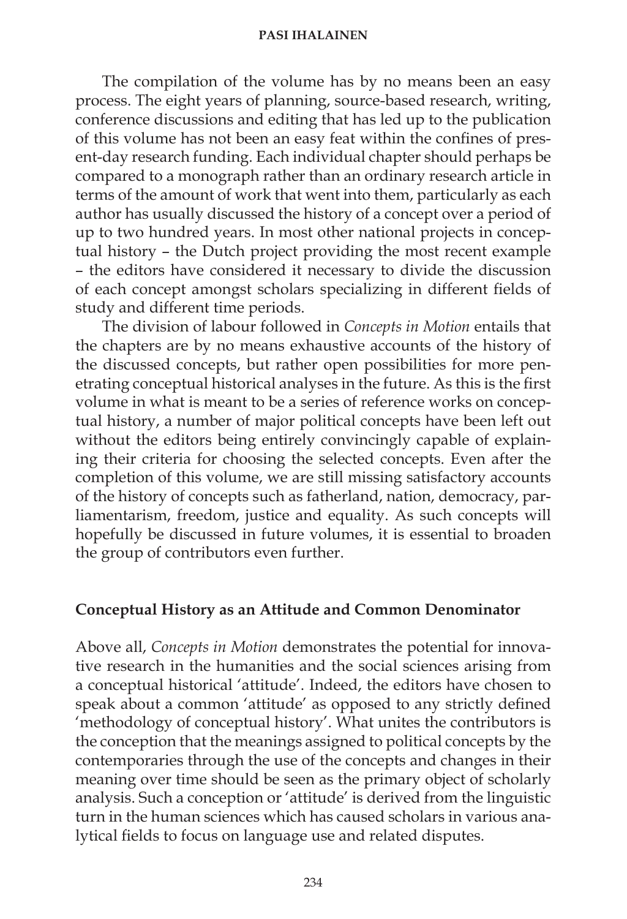The compilation of the volume has by no means been an easy process. The eight years of planning, source-based research, writing, conference discussions and editing that has led up to the publication of this volume has not been an easy feat within the confines of present-day research funding. Each individual chapter should perhaps be compared to a monograph rather than an ordinary research article in terms of the amount of work that went into them, particularly as each author has usually discussed the history of a concept over a period of up to two hundred years. In most other national projects in conceptual history – the Dutch project providing the most recent example – the editors have considered it necessary to divide the discussion of each concept amongst scholars specializing in different fields of study and different time periods.

The division of labour followed in *Concepts in Motion* entails that the chapters are by no means exhaustive accounts of the history of the discussed concepts, but rather open possibilities for more penetrating conceptual historical analyses in the future. As this is the first volume in what is meant to be a series of reference works on conceptual history, a number of major political concepts have been left out without the editors being entirely convincingly capable of explaining their criteria for choosing the selected concepts. Even after the completion of this volume, we are still missing satisfactory accounts of the history of concepts such as fatherland, nation, democracy, parliamentarism, freedom, justice and equality. As such concepts will hopefully be discussed in future volumes, it is essential to broaden the group of contributors even further.

## Conceptual History as an Attitude and Common Denominator

Above all, *Concepts in Motion* demonstrates the potential for innovative research in the humanities and the social sciences arising from a conceptual historical 'attitude'. Indeed, the editors have chosen to speak about a common 'attitude' as opposed to any strictly defined 'methodology of conceptual history'. What unites the contributors is the conception that the meanings assigned to political concepts by the contemporaries through the use of the concepts and changes in their meaning over time should be seen as the primary object of scholarly analysis. Such a conception or 'attitude' is derived from the linguistic turn in the human sciences which has caused scholars in various analytical fields to focus on language use and related disputes.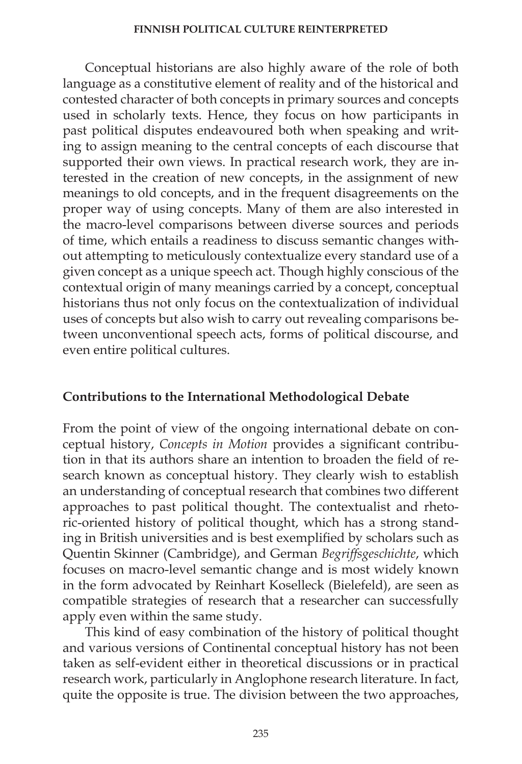Conceptual historians are also highly aware of the role of both language as a constitutive element of reality and of the historical and contested character of both concepts in primary sources and concepts used in scholarly texts. Hence, they focus on how participants in past political disputes endeavoured both when speaking and writing to assign meaning to the central concepts of each discourse that supported their own views. In practical research work, they are interested in the creation of new concepts, in the assignment of new meanings to old concepts, and in the frequent disagreements on the proper way of using concepts. Many of them are also interested in the macro-level comparisons between diverse sources and periods of time, which entails a readiness to discuss semantic changes without attempting to meticulously contextualize every standard use of a given concept as a unique speech act. Though highly conscious of the contextual origin of many meanings carried by a concept, conceptual historians thus not only focus on the contextualization of individual uses of concepts but also wish to carry out revealing comparisons between unconventional speech acts, forms of political discourse, and even entire political cultures.

## Contributions to the International Methodological Debate

From the point of view of the ongoing international debate on conceptual history, *Concepts in Motion* provides a significant contribution in that its authors share an intention to broaden the field of research known as conceptual history. They clearly wish to establish an understanding of conceptual research that combines two different approaches to past political thought. The contextualist and rhetoric-oriented history of political thought, which has a strong standing in British universities and is best exemplified by scholars such as Quentin Skinner (Cambridge), and German *Begriffsgeschichte*, which focuses on macro-level semantic change and is most widely known in the form advocated by Reinhart Koselleck (Bielefeld), are seen as compatible strategies of research that a researcher can successfully apply even within the same study.

This kind of easy combination of the history of political thought and various versions of Continental conceptual history has not been taken as self-evident either in theoretical discussions or in practical research work, particularly in Anglophone research literature. In fact, quite the opposite is true. The division between the two approaches,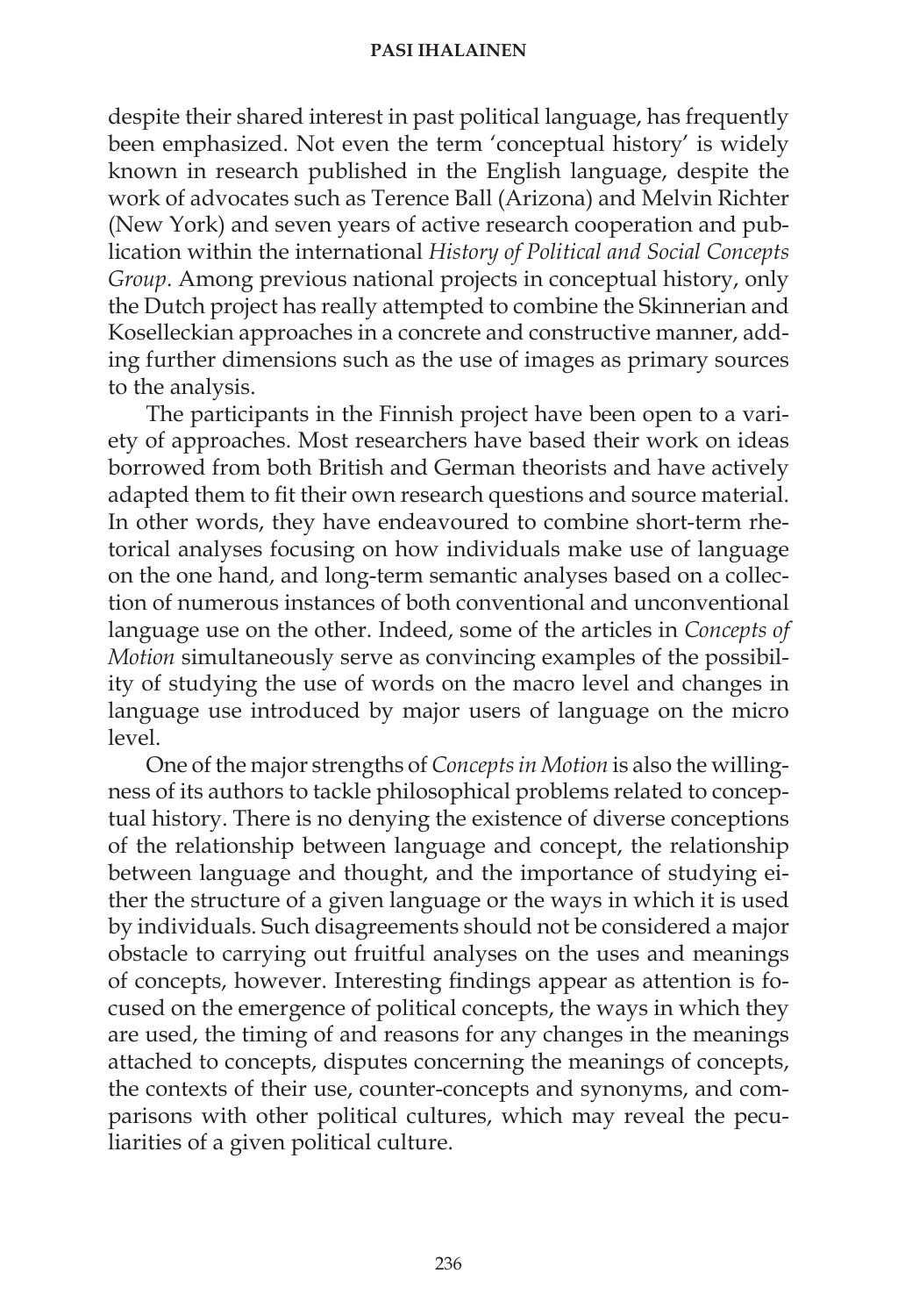despite their shared interest in past political language, has frequently been emphasized. Not even the term 'conceptual history' is widely known in research published in the English language, despite the work of advocates such as Terence Ball (Arizona) and Melvin Richter (New York) and seven years of active research cooperation and publication within the international *History of Political and Social Concepts Group*. Among previous national projects in conceptual history, only the Dutch project has really attempted to combine the Skinnerian and Koselleckian approaches in a concrete and constructive manner, adding further dimensions such as the use of images as primary sources to the analysis.

The participants in the Finnish project have been open to a variety of approaches. Most researchers have based their work on ideas borrowed from both British and German theorists and have actively adapted them to fit their own research questions and source material. In other words, they have endeavoured to combine short-term rhetorical analyses focusing on how individuals make use of language on the one hand, and long-term semantic analyses based on a collection of numerous instances of both conventional and unconventional language use on the other. Indeed, some of the articles in *Concepts of Motion* simultaneously serve as convincing examples of the possibility of studying the use of words on the macro level and changes in language use introduced by major users of language on the micro level.

One of the major strengths of *Concepts in Motion* is also the willingness of its authors to tackle philosophical problems related to conceptual history. There is no denying the existence of diverse conceptions of the relationship between language and concept, the relationship between language and thought, and the importance of studying either the structure of a given language or the ways in which it is used by individuals. Such disagreements should not be considered a major obstacle to carrying out fruitful analyses on the uses and meanings of concepts, however. Interesting findings appear as attention is focused on the emergence of political concepts, the ways in which they are used, the timing of and reasons for any changes in the meanings attached to concepts, disputes concerning the meanings of concepts, the contexts of their use, counter-concepts and synonyms, and comparisons with other political cultures, which may reveal the peculiarities of a given political culture.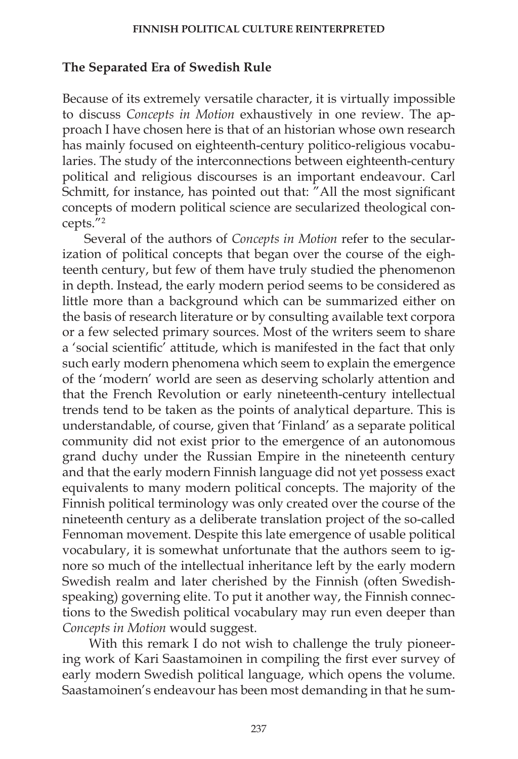## The Separated Era of Swedish Rule

Because of its extremely versatile character, it is virtually impossible to discuss *Concepts in Motion* exhaustively in one review. The approach I have chosen here is that of an historian whose own research has mainly focused on eighteenth-century politico-religious vocabularies. The study of the interconnections between eighteenth-century political and religious discourses is an important endeavour. Carl Schmitt, for instance, has pointed out that: "All the most significant concepts of modern political science are secularized theological concepts."[2]

Several of the authors of *Concepts in Motion* refer to the secularization of political concepts that began over the course of the eighteenth century, but few of them have truly studied the phenomenon in depth. Instead, the early modern period seems to be considered as little more than a background which can be summarized either on the basis of research literature or by consulting available text corpora or a few selected primary sources. Most of the writers seem to share a 'social scientific' attitude, which is manifested in the fact that only such early modern phenomena which seem to explain the emergence of the 'modern' world are seen as deserving scholarly attention and that the French Revolution or early nineteenth-century intellectual trends tend to be taken as the points of analytical departure. This is understandable, of course, given that 'Finland' as a separate political community did not exist prior to the emergence of an autonomous grand duchy under the Russian Empire in the nineteenth century and that the early modern Finnish language did not yet possess exact equivalents to many modern political concepts. The majority of the Finnish political terminology was only created over the course of the nineteenth century as a deliberate translation project of the so-called Fennoman movement. Despite this late emergence of usable political vocabulary, it is somewhat unfortunate that the authors seem to ignore so much of the intellectual inheritance left by the early modern Swedish realm and later cherished by the Finnish (often Swedish-speaking) governing elite. To put it another way, the Finnish connections to the Swedish political vocabulary may run even deeper than *Concepts in Motion* would suggest.

With this remark I do not wish to challenge the truly pioneering work of Kari Saastamoinen in compiling the first ever survey of early modern Swedish political language, which opens the volume. Saastamoinen's endeavour has been most demanding in that he sum-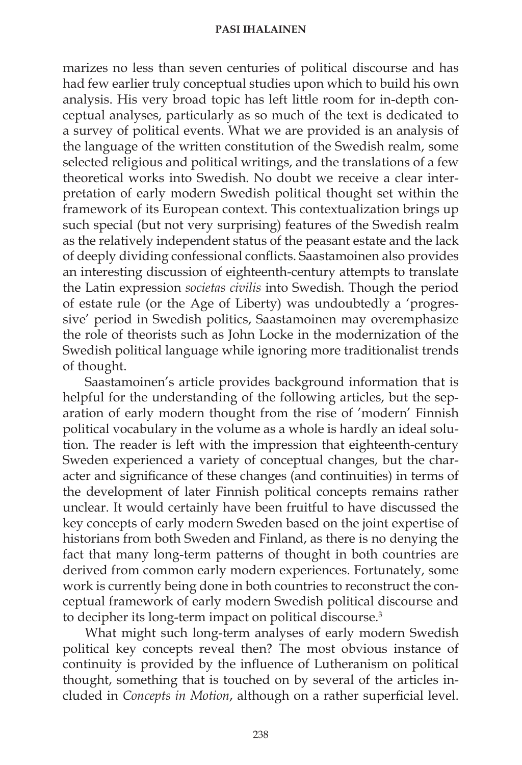marizes no less than seven centuries of political discourse and has had few earlier truly conceptual studies upon which to build his own analysis. His very broad topic has left little room for in-depth conceptual analyses, particularly as so much of the text is dedicated to a survey of political events. What we are provided is an analysis of the language of the written constitution of the Swedish realm, some selected religious and political writings, and the translations of a few theoretical works into Swedish. No doubt we receive a clear interpretation of early modern Swedish political thought set within the framework of its European context. This contextualization brings up such special (but not very surprising) features of the Swedish realm as the relatively independent status of the peasant estate and the lack of deeply dividing confessional conflicts. Saastamoinen also provides an interesting discussion of eighteenth-century attempts to translate the Latin expression *societas civilis* into Swedish. Though the period of estate rule (or the Age of Liberty) was undoubtedly a 'progressive' period in Swedish politics, Saastamoinen may overemphasize the role of theorists such as John Locke in the modernization of the Swedish political language while ignoring more traditionalist trends of thought.

Saastamoinen's article provides background information that is helpful for the understanding of the following articles, but the separation of early modern thought from the rise of 'modern' Finnish political vocabulary in the volume as a whole is hardly an ideal solution. The reader is left with the impression that eighteenth-century Sweden experienced a variety of conceptual changes, but the character and significance of these changes (and continuities) in terms of the development of later Finnish political concepts remains rather unclear. It would certainly have been fruitful to have discussed the key concepts of early modern Sweden based on the joint expertise of historians from both Sweden and Finland, as there is no denying the fact that many long-term patterns of thought in both countries are derived from common early modern experiences. Fortunately, some work is currently being done in both countries to reconstruct the conceptual framework of early modern Swedish political discourse and to decipher its long-term impact on political discourse.[3]

What might such long-term analyses of early modern Swedish political key concepts reveal then? The most obvious instance of continuity is provided by the influence of Lutheranism on political thought, something that is touched on by several of the articles included in *Concepts in Motion*, although on a rather superficial level.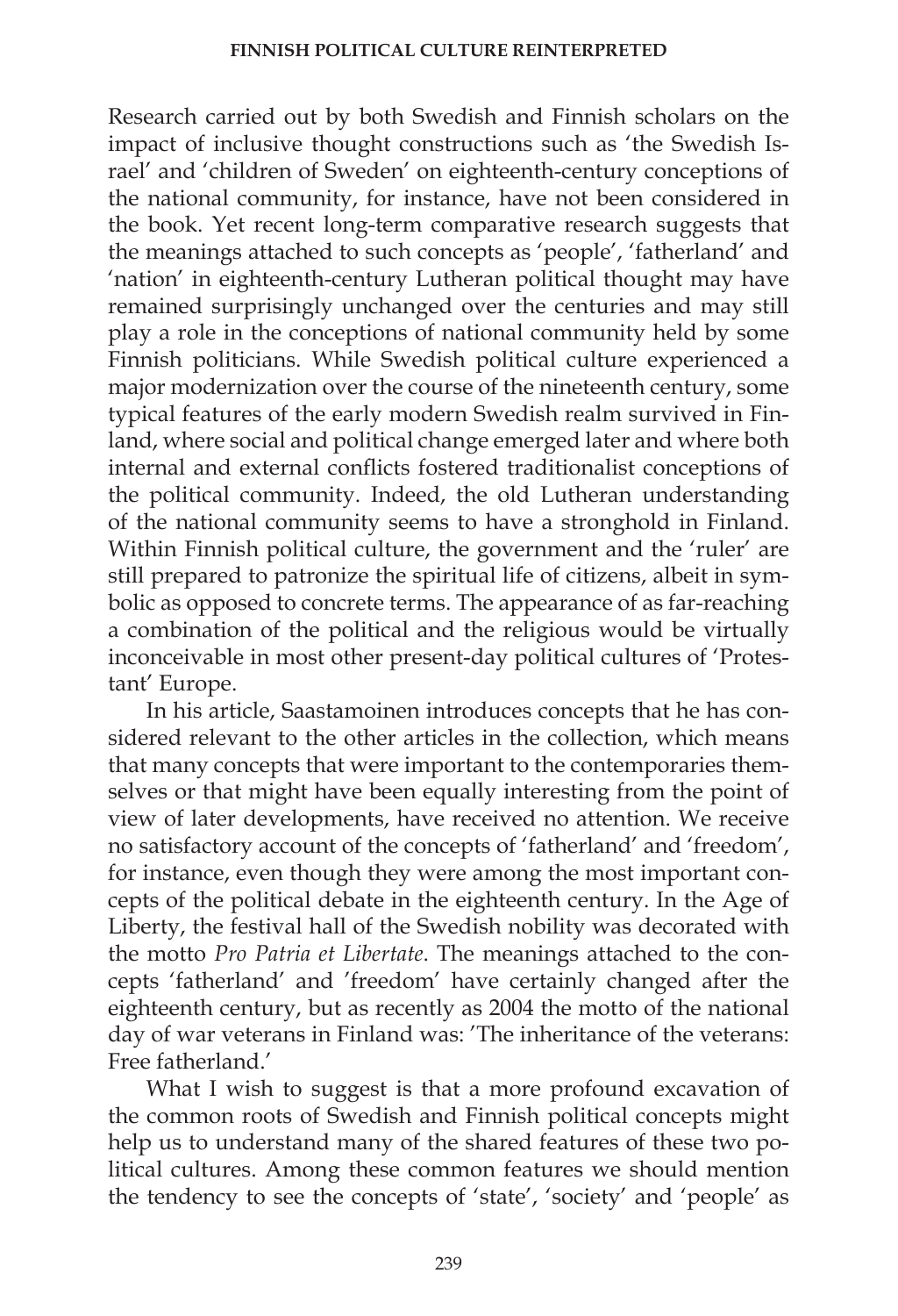Research carried out by both Swedish and Finnish scholars on the impact of inclusive thought constructions such as 'the Swedish Israel' and 'children of Sweden' on eighteenth-century conceptions of the national community, for instance, have not been considered in the book. Yet recent long-term comparative research suggests that the meanings attached to such concepts as 'people', 'fatherland' and 'nation' in eighteenth-century Lutheran political thought may have remained surprisingly unchanged over the centuries and may still play a role in the conceptions of national community held by some Finnish politicians. While Swedish political culture experienced a major modernization over the course of the nineteenth century, some typical features of the early modern Swedish realm survived in Finland, where social and political change emerged later and where both internal and external conflicts fostered traditionalist conceptions of the political community. Indeed, the old Lutheran understanding of the national community seems to have a stronghold in Finland. Within Finnish political culture, the government and the 'ruler' are still prepared to patronize the spiritual life of citizens, albeit in symbolic as opposed to concrete terms. The appearance of as far-reaching a combination of the political and the religious would be virtually inconceivable in most other present-day political cultures of 'Protestant' Europe.

In his article, Saastamoinen introduces concepts that he has considered relevant to the other articles in the collection, which means that many concepts that were important to the contemporaries themselves or that might have been equally interesting from the point of view of later developments, have received no attention. We receive no satisfactory account of the concepts of 'fatherland' and 'freedom', for instance, even though they were among the most important concepts of the political debate in the eighteenth century. In the Age of Liberty, the festival hall of the Swedish nobility was decorated with the motto *Pro Patria et Libertate*. The meanings attached to the concepts 'fatherland' and 'freedom' have certainly changed after the eighteenth century, but as recently as 2004 the motto of the national day of war veterans in Finland was: 'The inheritance of the veterans: Free fatherland.'

What I wish to suggest is that a more profound excavation of the common roots of Swedish and Finnish political concepts might help us to understand many of the shared features of these two political cultures. Among these common features we should mention the tendency to see the concepts of 'state', 'society' and 'people' as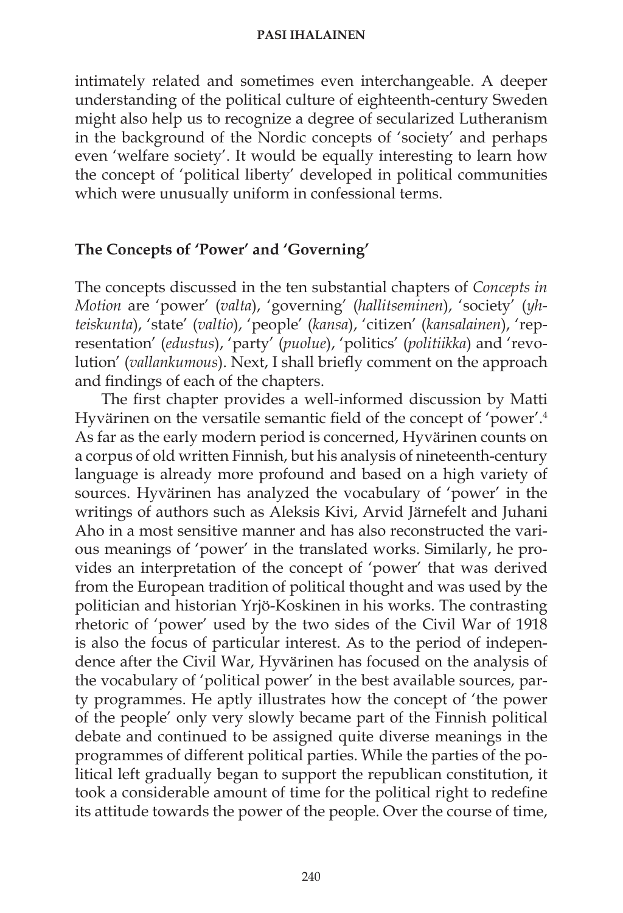intimately related and sometimes even interchangeable. A deeper understanding of the political culture of eighteenth-century Sweden might also help us to recognize a degree of secularized Lutheranism in the background of the Nordic concepts of 'society' and perhaps even 'welfare society'. It would be equally interesting to learn how the concept of 'political liberty' developed in political communities which were unusually uniform in confessional terms.

## The Concepts of 'Power' and 'Governing'

The concepts discussed in the ten substantial chapters of *Concepts in Motion* are 'power' (*valta*), 'governing' (*hallitseminen*), 'society' (*yhteiskunta*), 'state' (*valtio*), 'people' (*kansa*), 'citizen' (*kansalainen*), 'representation' (*edustus*), 'party' (*puolue*), 'politics' (*politiikka*) and 'revolution' (*vallankumous*). Next, I shall briefly comment on the approach and findings of each of the chapters.

The first chapter provides a well-informed discussion by Matti Hyvärinen on the versatile semantic field of the concept of 'power'.[4] As far as the early modern period is concerned, Hyvärinen counts on a corpus of old written Finnish, but his analysis of nineteenth-century language is already more profound and based on a high variety of sources. Hyvärinen has analyzed the vocabulary of 'power' in the writings of authors such as Aleksis Kivi, Arvid Järnefelt and Juhani Aho in a most sensitive manner and has also reconstructed the various meanings of 'power' in the translated works. Similarly, he provides an interpretation of the concept of 'power' that was derived from the European tradition of political thought and was used by the politician and historian Yrjö-Koskinen in his works. The contrasting rhetoric of 'power' used by the two sides of the Civil War of 1918 is also the focus of particular interest. As to the period of independence after the Civil War, Hyvärinen has focused on the analysis of the vocabulary of 'political power' in the best available sources, party programmes. He aptly illustrates how the concept of 'the power of the people' only very slowly became part of the Finnish political debate and continued to be assigned quite diverse meanings in the programmes of different political parties. While the parties of the political left gradually began to support the republican constitution, it took a considerable amount of time for the political right to redefine its attitude towards the power of the people. Over the course of time,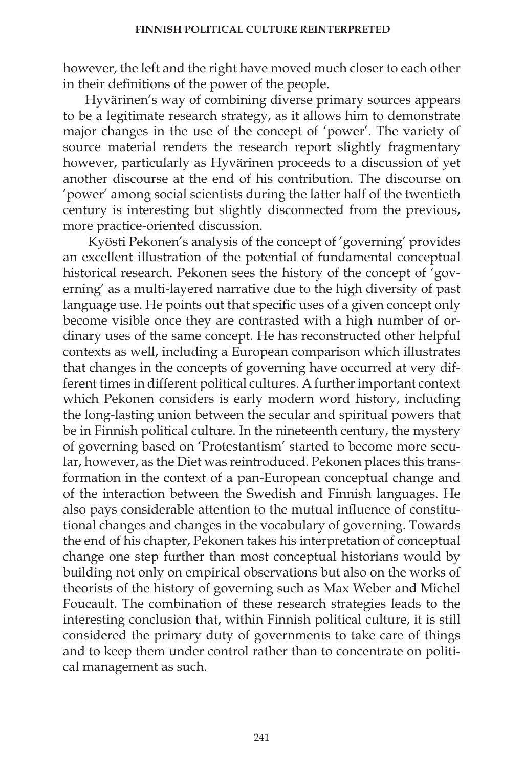however, the left and the right have moved much closer to each other in their definitions of the power of the people.

Hyvärinen's way of combining diverse primary sources appears to be a legitimate research strategy, as it allows him to demonstrate major changes in the use of the concept of 'power'. The variety of source material renders the research report slightly fragmentary however, particularly as Hyvärinen proceeds to a discussion of yet another discourse at the end of his contribution. The discourse on 'power' among social scientists during the latter half of the twentieth century is interesting but slightly disconnected from the previous, more practice-oriented discussion.

Kyösti Pekonen's analysis of the concept of 'governing' provides an excellent illustration of the potential of fundamental conceptual historical research. Pekonen sees the history of the concept of 'governing' as a multi-layered narrative due to the high diversity of past language use. He points out that specific uses of a given concept only become visible once they are contrasted with a high number of ordinary uses of the same concept. He has reconstructed other helpful contexts as well, including a European comparison which illustrates that changes in the concepts of governing have occurred at very different times in different political cultures. A further important context which Pekonen considers is early modern word history, including the long-lasting union between the secular and spiritual powers that be in Finnish political culture. In the nineteenth century, the mystery of governing based on 'Protestantism' started to become more secular, however, as the Diet was reintroduced. Pekonen places this transformation in the context of a pan-European conceptual change and of the interaction between the Swedish and Finnish languages. He also pays considerable attention to the mutual influence of constitutional changes and changes in the vocabulary of governing. Towards the end of his chapter, Pekonen takes his interpretation of conceptual change one step further than most conceptual historians would by building not only on empirical observations but also on the works of theorists of the history of governing such as Max Weber and Michel Foucault. The combination of these research strategies leads to the interesting conclusion that, within Finnish political culture, it is still considered the primary duty of governments to take care of things and to keep them under control rather than to concentrate on political management as such.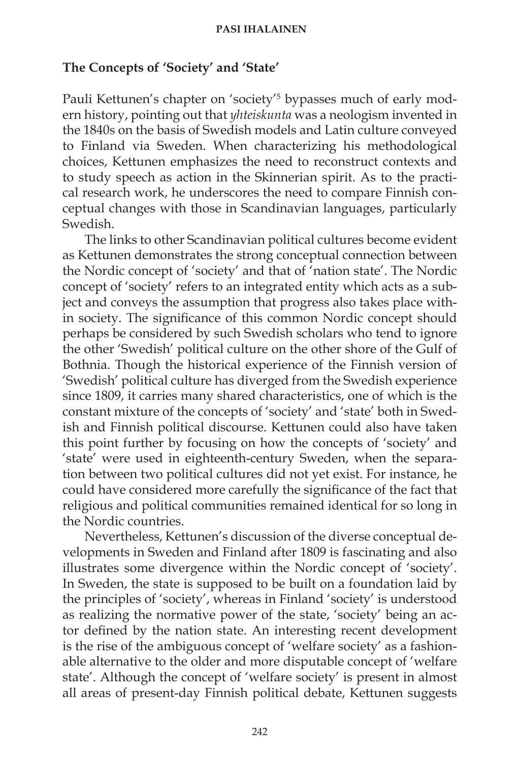## The Concepts of 'Society' and 'State'

Pauli Kettunen's chapter on 'society'[5] bypasses much of early modern history, pointing out that *yhteiskunta* was a neologism invented in the 1840s on the basis of Swedish models and Latin culture conveyed to Finland via Sweden. When characterizing his methodological choices, Kettunen emphasizes the need to reconstruct contexts and to study speech as action in the Skinnerian spirit. As to the practical research work, he underscores the need to compare Finnish conceptual changes with those in Scandinavian languages, particularly Swedish.

The links to other Scandinavian political cultures become evident as Kettunen demonstrates the strong conceptual connection between the Nordic concept of 'society' and that of 'nation state'. The Nordic concept of 'society' refers to an integrated entity which acts as a subject and conveys the assumption that progress also takes place within society. The significance of this common Nordic concept should perhaps be considered by such Swedish scholars who tend to ignore the other 'Swedish' political culture on the other shore of the Gulf of Bothnia. Though the historical experience of the Finnish version of 'Swedish' political culture has diverged from the Swedish experience since 1809, it carries many shared characteristics, one of which is the constant mixture of the concepts of 'society' and 'state' both in Swedish and Finnish political discourse. Kettunen could also have taken this point further by focusing on how the concepts of 'society' and 'state' were used in eighteenth-century Sweden, when the separation between two political cultures did not yet exist. For instance, he could have considered more carefully the significance of the fact that religious and political communities remained identical for so long in the Nordic countries.

Nevertheless, Kettunen's discussion of the diverse conceptual developments in Sweden and Finland after 1809 is fascinating and also illustrates some divergence within the Nordic concept of 'society'. In Sweden, the state is supposed to be built on a foundation laid by the principles of 'society', whereas in Finland 'society' is understood as realizing the normative power of the state, 'society' being an actor defined by the nation state. An interesting recent development is the rise of the ambiguous concept of 'welfare society' as a fashionable alternative to the older and more disputable concept of 'welfare state'. Although the concept of 'welfare society' is present in almost all areas of present-day Finnish political debate, Kettunen suggests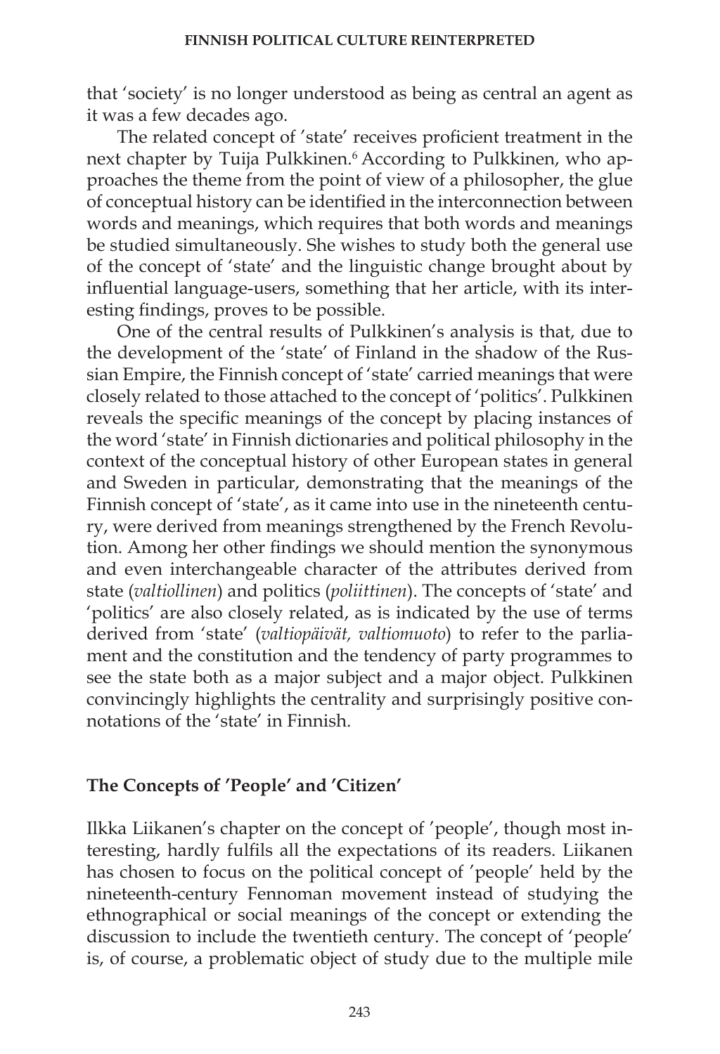that 'society' is no longer understood as being as central an agent as it was a few decades ago.

The related concept of 'state' receives proficient treatment in the next chapter by Tuija Pulkkinen.[6] According to Pulkkinen, who approaches the theme from the point of view of a philosopher, the glue of conceptual history can be identified in the interconnection between words and meanings, which requires that both words and meanings be studied simultaneously. She wishes to study both the general use of the concept of 'state' and the linguistic change brought about by influential language-users, something that her article, with its interesting findings, proves to be possible.

One of the central results of Pulkkinen's analysis is that, due to the development of the 'state' of Finland in the shadow of the Russian Empire, the Finnish concept of 'state' carried meanings that were closely related to those attached to the concept of 'politics'. Pulkkinen reveals the specific meanings of the concept by placing instances of the word 'state' in Finnish dictionaries and political philosophy in the context of the conceptual history of other European states in general and Sweden in particular, demonstrating that the meanings of the Finnish concept of 'state', as it came into use in the nineteenth century, were derived from meanings strengthened by the French Revolution. Among her other findings we should mention the synonymous and even interchangeable character of the attributes derived from state (*valtiollinen*) and politics (*poliittinen*). The concepts of 'state' and 'politics' are also closely related, as is indicated by the use of terms derived from 'state' (*valtiopäivät, valtiomuoto*) to refer to the parliament and the constitution and the tendency of party programmes to see the state both as a major subject and a major object. Pulkkinen convincingly highlights the centrality and surprisingly positive connotations of the 'state' in Finnish.

## The Concepts of 'People' and 'Citizen'

Ilkka Liikanen's chapter on the concept of 'people', though most interesting, hardly fulfils all the expectations of its readers. Liikanen has chosen to focus on the political concept of 'people' held by the nineteenth-century Fennoman movement instead of studying the ethnographical or social meanings of the concept or extending the discussion to include the twentieth century. The concept of 'people' is, of course, a problematic object of study due to the multiple mile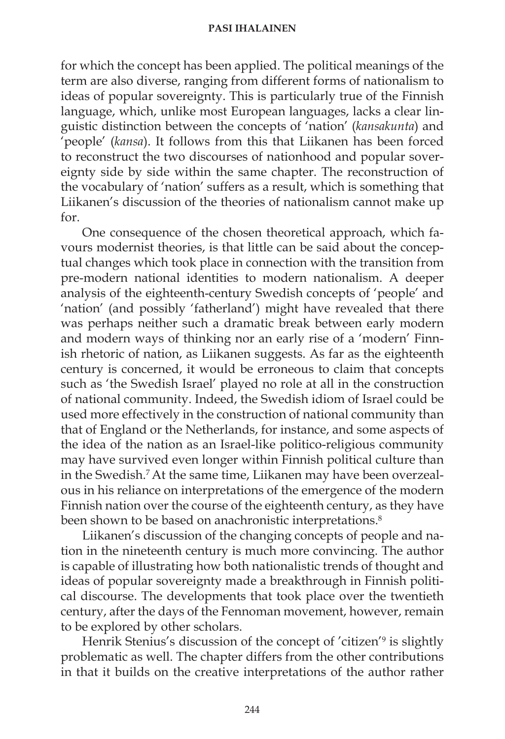for which the concept has been applied. The political meanings of the term are also diverse, ranging from different forms of nationalism to ideas of popular sovereignty. This is particularly true of the Finnish language, which, unlike most European languages, lacks a clear linguistic distinction between the concepts of 'nation' (*kansakunta*) and 'people' (*kansa*). It follows from this that Liikanen has been forced to reconstruct the two discourses of nationhood and popular sovereignty side by side within the same chapter. The reconstruction of the vocabulary of 'nation' suffers as a result, which is something that Liikanen's discussion of the theories of nationalism cannot make up for.

One consequence of the chosen theoretical approach, which favours modernist theories, is that little can be said about the conceptual changes which took place in connection with the transition from pre-modern national identities to modern nationalism. A deeper analysis of the eighteenth-century Swedish concepts of 'people' and 'nation' (and possibly 'fatherland') might have revealed that there was perhaps neither such a dramatic break between early modern and modern ways of thinking nor an early rise of a 'modern' Finnish rhetoric of nation, as Liikanen suggests. As far as the eighteenth century is concerned, it would be erroneous to claim that concepts such as 'the Swedish Israel' played no role at all in the construction of national community. Indeed, the Swedish idiom of Israel could be used more effectively in the construction of national community than that of England or the Netherlands, for instance, and some aspects of the idea of the nation as an Israel-like politico-religious community may have survived even longer within Finnish political culture than in the Swedish.[7] At the same time, Liikanen may have been overzealous in his reliance on interpretations of the emergence of the modern Finnish nation over the course of the eighteenth century, as they have been shown to be based on anachronistic interpretations.[8]

Liikanen's discussion of the changing concepts of people and nation in the nineteenth century is much more convincing. The author is capable of illustrating how both nationalistic trends of thought and ideas of popular sovereignty made a breakthrough in Finnish political discourse. The developments that took place over the twentieth century, after the days of the Fennoman movement, however, remain to be explored by other scholars.

Henrik Stenius's discussion of the concept of 'citizen'[9] is slightly problematic as well. The chapter differs from the other contributions in that it builds on the creative interpretations of the author rather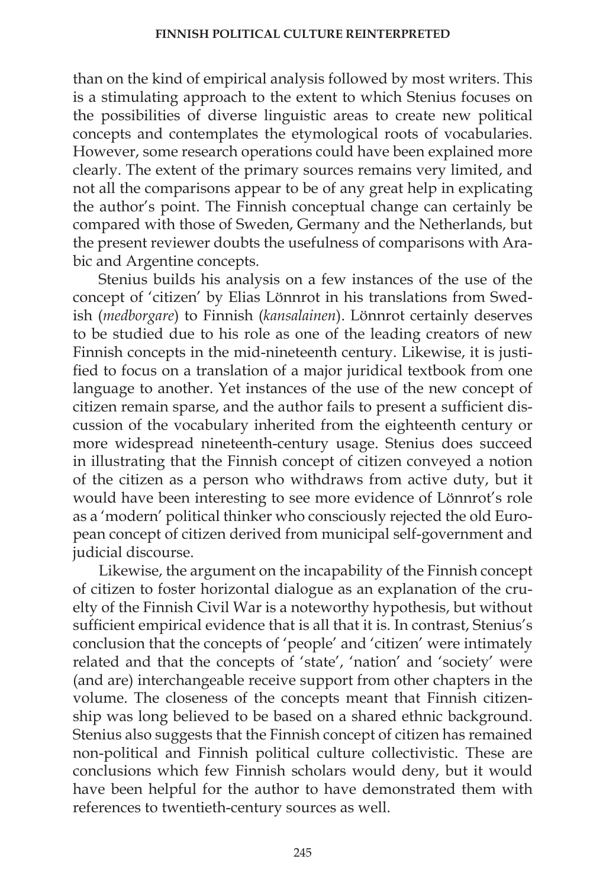than on the kind of empirical analysis followed by most writers. This is a stimulating approach to the extent to which Stenius focuses on the possibilities of diverse linguistic areas to create new political concepts and contemplates the etymological roots of vocabularies. However, some research operations could have been explained more clearly. The extent of the primary sources remains very limited, and not all the comparisons appear to be of any great help in explicating the author's point. The Finnish conceptual change can certainly be compared with those of Sweden, Germany and the Netherlands, but the present reviewer doubts the usefulness of comparisons with Arabic and Argentine concepts.

Stenius builds his analysis on a few instances of the use of the concept of 'citizen' by Elias Lönnrot in his translations from Swedish (*medborgare*) to Finnish (*kansalainen*). Lönnrot certainly deserves to be studied due to his role as one of the leading creators of new Finnish concepts in the mid-nineteenth century. Likewise, it is justified to focus on a translation of a major juridical textbook from one language to another. Yet instances of the use of the new concept of citizen remain sparse, and the author fails to present a sufficient discussion of the vocabulary inherited from the eighteenth century or more widespread nineteenth-century usage. Stenius does succeed in illustrating that the Finnish concept of citizen conveyed a notion of the citizen as a person who withdraws from active duty, but it would have been interesting to see more evidence of Lönnrot's role as a 'modern' political thinker who consciously rejected the old European concept of citizen derived from municipal self-government and judicial discourse.

Likewise, the argument on the incapability of the Finnish concept of citizen to foster horizontal dialogue as an explanation of the cruelty of the Finnish Civil War is a noteworthy hypothesis, but without sufficient empirical evidence that is all that it is. In contrast, Stenius's conclusion that the concepts of 'people' and 'citizen' were intimately related and that the concepts of 'state', 'nation' and 'society' were (and are) interchangeable receive support from other chapters in the volume. The closeness of the concepts meant that Finnish citizenship was long believed to be based on a shared ethnic background. Stenius also suggests that the Finnish concept of citizen has remained non-political and Finnish political culture collectivistic. These are conclusions which few Finnish scholars would deny, but it would have been helpful for the author to have demonstrated them with references to twentieth-century sources as well.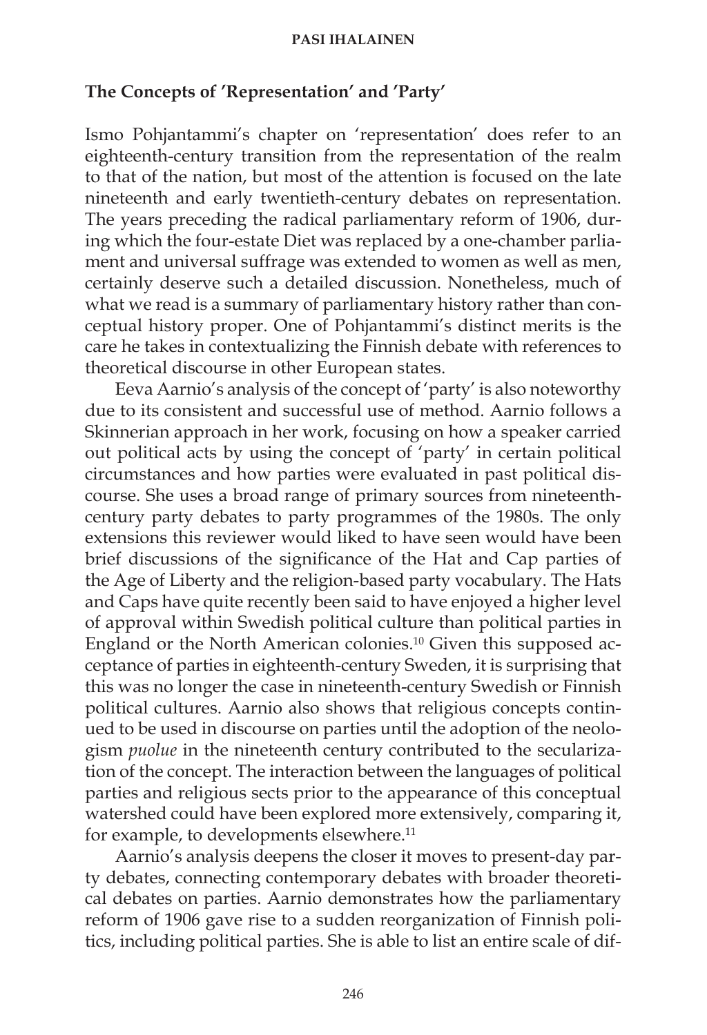### The Concepts of 'Representation' and 'Party'

Ismo Pohjantammi's chapter on 'representation' does refer to an eighteenth-century transition from the representation of the realm to that of the nation, but most of the attention is focused on the late nineteenth and early twentieth-century debates on representation. The years preceding the radical parliamentary reform of 1906, during which the four-estate Diet was replaced by a one-chamber parliament and universal suffrage was extended to women as well as men, certainly deserve such a detailed discussion. Nonetheless, much of what we read is a summary of parliamentary history rather than conceptual history proper. One of Pohjantammi's distinct merits is the care he takes in contextualizing the Finnish debate with references to theoretical discourse in other European states.

Eeva Aarnio's analysis of the concept of 'party' is also noteworthy due to its consistent and successful use of method. Aarnio follows a Skinnerian approach in her work, focusing on how a speaker carried out political acts by using the concept of 'party' in certain political circumstances and how parties were evaluated in past political discourse. She uses a broad range of primary sources from nineteenth-century party debates to party programmes of the 1980s. The only extensions this reviewer would liked to have seen would have been brief discussions of the significance of the Hat and Cap parties of the Age of Liberty and the religion-based party vocabulary. The Hats and Caps have quite recently been said to have enjoyed a higher level of approval within Swedish political culture than political parties in England or the North American colonies.[10] Given this supposed acceptance of parties in eighteenth-century Sweden, it is surprising that this was no longer the case in nineteenth-century Swedish or Finnish political cultures. Aarnio also shows that religious concepts continued to be used in discourse on parties until the adoption of the neologism *puolue* in the nineteenth century contributed to the secularization of the concept. The interaction between the languages of political parties and religious sects prior to the appearance of this conceptual watershed could have been explored more extensively, comparing it, for example, to developments elsewhere.[11]

Aarnio's analysis deepens the closer it moves to present-day party debates, connecting contemporary debates with broader theoretical debates on parties. Aarnio demonstrates how the parliamentary reform of 1906 gave rise to a sudden reorganization of Finnish politics, including political parties. She is able to list an entire scale of dif-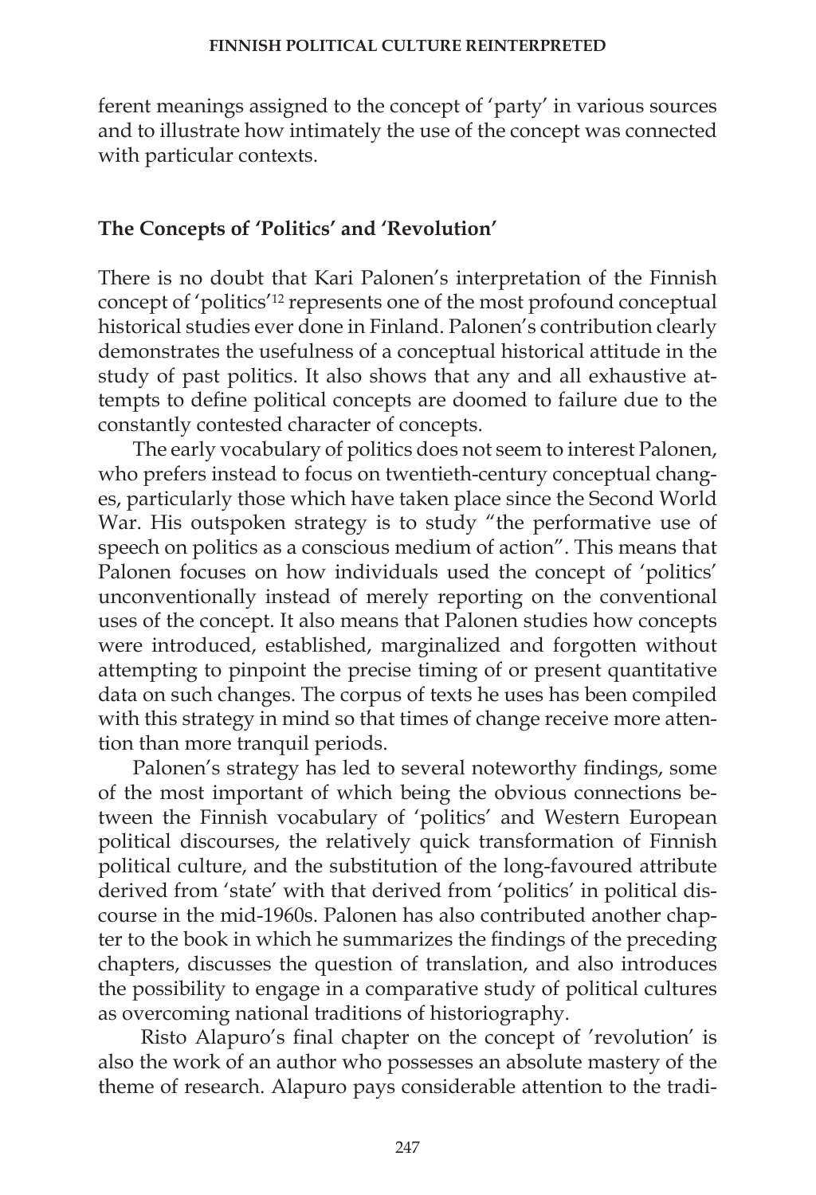ferent meanings assigned to the concept of 'party' in various sources and to illustrate how intimately the use of the concept was connected with particular contexts.

## The Concepts of 'Politics' and 'Revolution'

There is no doubt that Kari Palonen's interpretation of the Finnish concept of 'politics'[12] represents one of the most profound conceptual historical studies ever done in Finland. Palonen's contribution clearly demonstrates the usefulness of a conceptual historical attitude in the study of past politics. It also shows that any and all exhaustive attempts to define political concepts are doomed to failure due to the constantly contested character of concepts.

The early vocabulary of politics does not seem to interest Palonen, who prefers instead to focus on twentieth-century conceptual changes, particularly those which have taken place since the Second World War. His outspoken strategy is to study "the performative use of speech on politics as a conscious medium of action". This means that Palonen focuses on how individuals used the concept of 'politics' unconventionally instead of merely reporting on the conventional uses of the concept. It also means that Palonen studies how concepts were introduced, established, marginalized and forgotten without attempting to pinpoint the precise timing of or present quantitative data on such changes. The corpus of texts he uses has been compiled with this strategy in mind so that times of change receive more attention than more tranquil periods.

Palonen's strategy has led to several noteworthy findings, some of the most important of which being the obvious connections between the Finnish vocabulary of 'politics' and Western European political discourses, the relatively quick transformation of Finnish political culture, and the substitution of the long-favoured attribute derived from 'state' with that derived from 'politics' in political discourse in the mid-1960s. Palonen has also contributed another chapter to the book in which he summarizes the findings of the preceding chapters, discusses the question of translation, and also introduces the possibility to engage in a comparative study of political cultures as overcoming national traditions of historiography.

Risto Alapuro's final chapter on the concept of 'revolution' is also the work of an author who possesses an absolute mastery of the theme of research. Alapuro pays considerable attention to the tradi-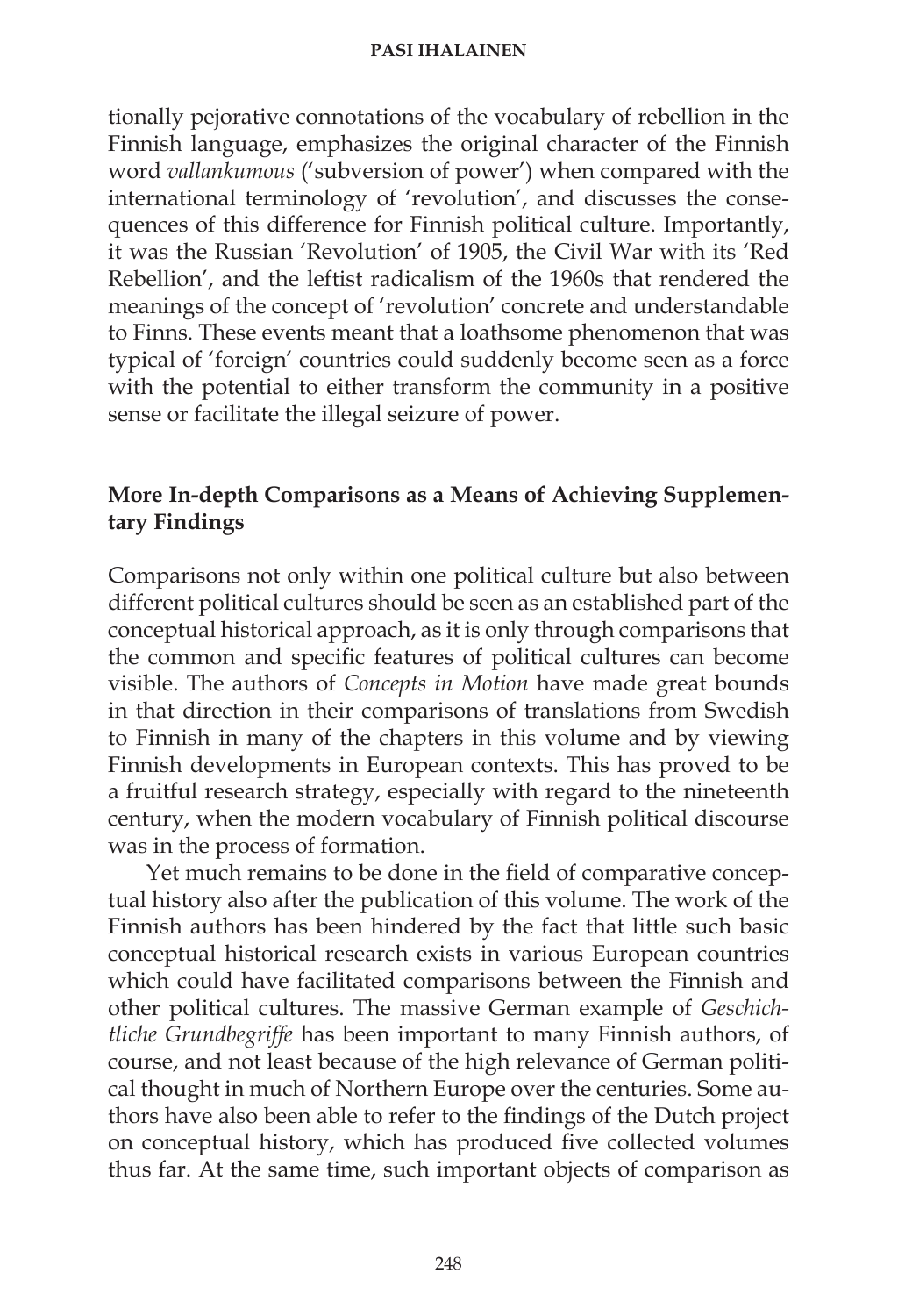tionally pejorative connotations of the vocabulary of rebellion in the Finnish language, emphasizes the original character of the Finnish word *vallankumous* ('subversion of power') when compared with the international terminology of 'revolution', and discusses the consequences of this difference for Finnish political culture. Importantly, it was the Russian 'Revolution' of 1905, the Civil War with its 'Red Rebellion', and the leftist radicalism of the 1960s that rendered the meanings of the concept of 'revolution' concrete and understandable to Finns. These events meant that a loathsome phenomenon that was typical of 'foreign' countries could suddenly become seen as a force with the potential to either transform the community in a positive sense or facilitate the illegal seizure of power.

## More In-depth Comparisons as a Means of Achieving Supplementary Findings

Comparisons not only within one political culture but also between different political cultures should be seen as an established part of the conceptual historical approach, as it is only through comparisons that the common and specific features of political cultures can become visible. The authors of *Concepts in Motion* have made great bounds in that direction in their comparisons of translations from Swedish to Finnish in many of the chapters in this volume and by viewing Finnish developments in European contexts. This has proved to be a fruitful research strategy, especially with regard to the nineteenth century, when the modern vocabulary of Finnish political discourse was in the process of formation.

Yet much remains to be done in the field of comparative conceptual history also after the publication of this volume. The work of the Finnish authors has been hindered by the fact that little such basic conceptual historical research exists in various European countries which could have facilitated comparisons between the Finnish and other political cultures. The massive German example of *Geschichtliche Grundbegriffe* has been important to many Finnish authors, of course, and not least because of the high relevance of German political thought in much of Northern Europe over the centuries. Some authors have also been able to refer to the findings of the Dutch project on conceptual history, which has produced five collected volumes thus far. At the same time, such important objects of comparison as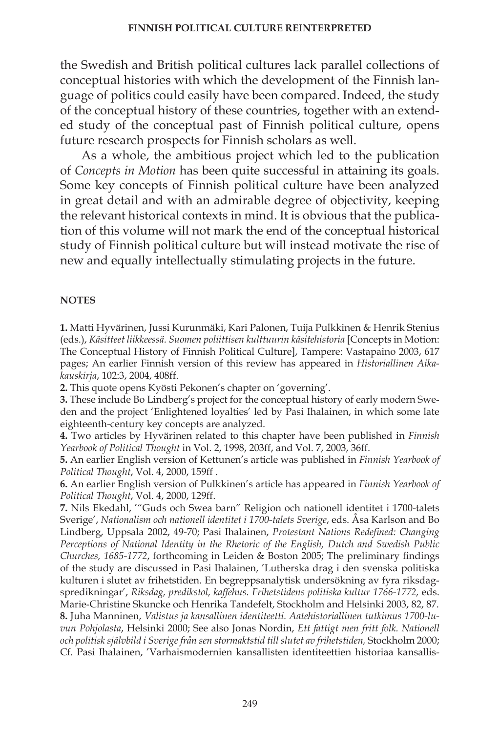the Swedish and British political cultures lack parallel collections of conceptual histories with which the development of the Finnish language of politics could easily have been compared. Indeed, the study of the conceptual history of these countries, together with an extended study of the conceptual past of Finnish political culture, opens future research prospects for Finnish scholars as well.

As a whole, the ambitious project which led to the publication of *Concepts in Motion* has been quite successful in attaining its goals. Some key concepts of Finnish political culture have been analyzed in great detail and with an admirable degree of objectivity, keeping the relevant historical contexts in mind. It is obvious that the publication of this volume will not mark the end of the conceptual historical study of Finnish political culture but will instead motivate the rise of new and equally intellectually stimulating projects in the future.

## NOTES

**1.** Matti Hyvärinen, Jussi Kurunmäki, Kari Palonen, Tuija Pulkkinen & Henrik Stenius (eds.), *Käsitteet liikkeessä. Suomen poliittisen kulttuurin käsitehistoria* [Concepts in Motion: The Conceptual History of Finnish Political Culture], Tampere: Vastapaino 2003, 617 pages; An earlier Finnish version of this review has appeared in *Historiallinen Aikakauskirja*, 102:3, 2004, 408ff.

**2.** This quote opens Kyösti Pekonen's chapter on 'governing'.

**3.** These include Bo Lindberg's project for the conceptual history of early modern Sweden and the project 'Enlightened loyalties' led by Pasi Ihalainen, in which some late eighteenth-century key concepts are analyzed.

**4.** Two articles by Hyvärinen related to this chapter have been published in *Finnish Yearbook of Political Thought* in Vol. 2, 1998, 203ff, and Vol. 7, 2003, 36ff.

**5.** An earlier English version of Kettunen's article was published in *Finnish Yearbook of Political Thought*, Vol. 4, 2000, 159ff .

**6.** An earlier English version of Pulkkinen's article has appeared in *Finnish Yearbook of Political Thought*, Vol. 4, 2000, 129ff.

**7.** Nils Ekedahl, '"Guds och Swea barn" Religion och nationell identitet i 1700-talets Sverige', *Nationalism och nationell identitet i 1700-talets Sverige*, eds. Åsa Karlson and Bo Lindberg, Uppsala 2002, 49-70; Pasi Ihalainen, *Protestant Nations Redefined: Changing Perceptions of National Identity in the Rhetoric of the English, Dutch and Swedish Public Churches, 1685-1772*, forthcoming in Leiden & Boston 2005; The preliminary findings of the study are discussed in Pasi Ihalainen, 'Lutherska drag i den svenska politiska kulturen i slutet av frihetstiden. En begreppsanalytisk undersökning av fyra riksdagspredikningar', *Riksdag, predikstol, kaffehus. Frihetstidens politiska kultur 1766-1772,* eds. Marie-Christine Skuncke och Henrika Tandefelt, Stockholm and Helsinki 2003, 82, 87.

**8.** Juha Manninen, *Valistus ja kansallinen identiteetti. Aatehistoriallinen tutkimus 1700-luvun Pohjolasta*, Helsinki 2000; See also Jonas Nordin, *Ett fattigt men fritt folk. Nationell och politisk självbild i Sverige från sen stormaktstid till slutet av frihetstiden,* Stockholm 2000; Cf. Pasi Ihalainen, 'Varhaismodernien kansallisten identiteettien historiaa kansallis-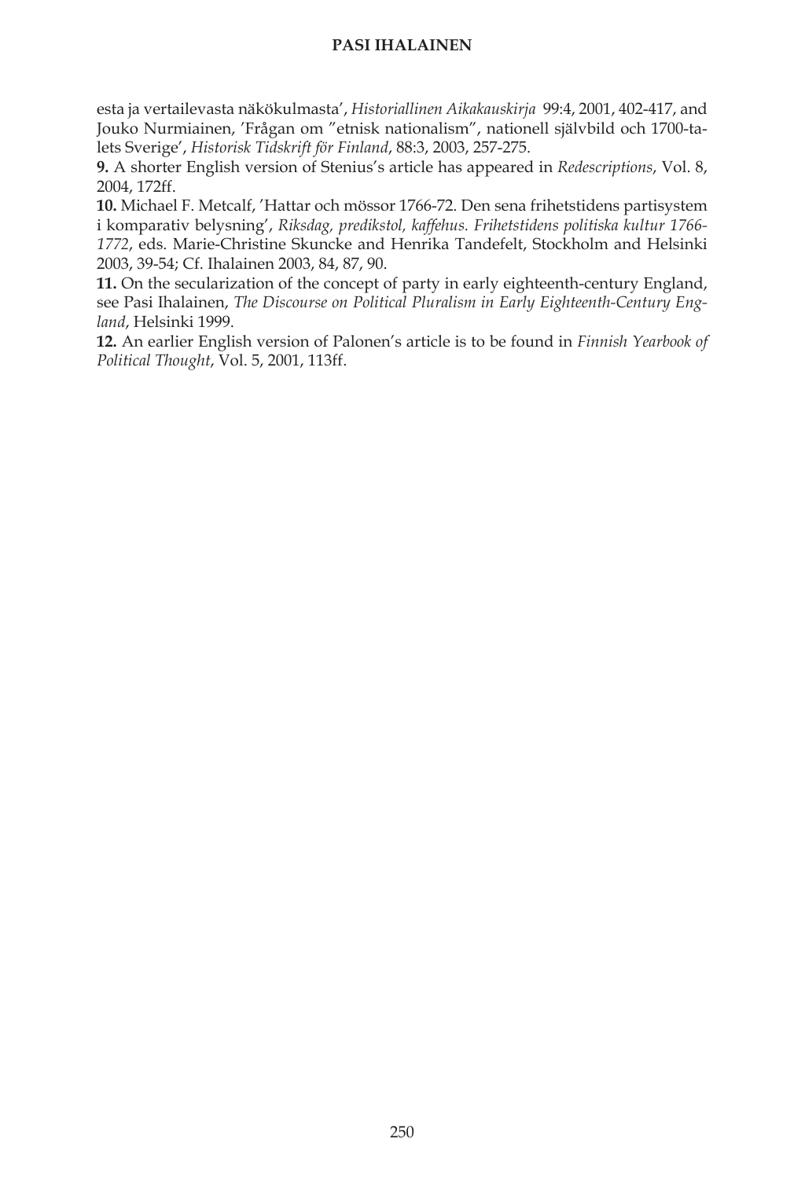esta ja vertailevasta näkökulmasta', *Historiallinen Aikakauskirja* 99:4, 2001, 402-417, and Jouko Nurmiainen, 'Frågan om "etnisk nationalism", nationell självbild och 1700-talets Sverige', *Historisk Tidskrift för Finland*, 88:3, 2003, 257-275.

**9.** A shorter English version of Stenius's article has appeared in *Redescriptions*, Vol. 8, 2004, 172ff.

**10.** Michael F. Metcalf, 'Hattar och mössor 1766-72. Den sena frihetstidens partisystem i komparativ belysning', *Riksdag, predikstol, kaffehus. Frihetstidens politiska kultur 1766-1772*, eds. Marie-Christine Skuncke and Henrika Tandefelt, Stockholm and Helsinki 2003, 39-54; Cf. Ihalainen 2003, 84, 87, 90.

**11.** On the secularization of the concept of party in early eighteenth-century England, see Pasi Ihalainen, *The Discourse on Political Pluralism in Early Eighteenth-Century England*, Helsinki 1999.

**12.** An earlier English version of Palonen's article is to be found in *Finnish Yearbook of Political Thought*, Vol. 5, 2001, 113ff.